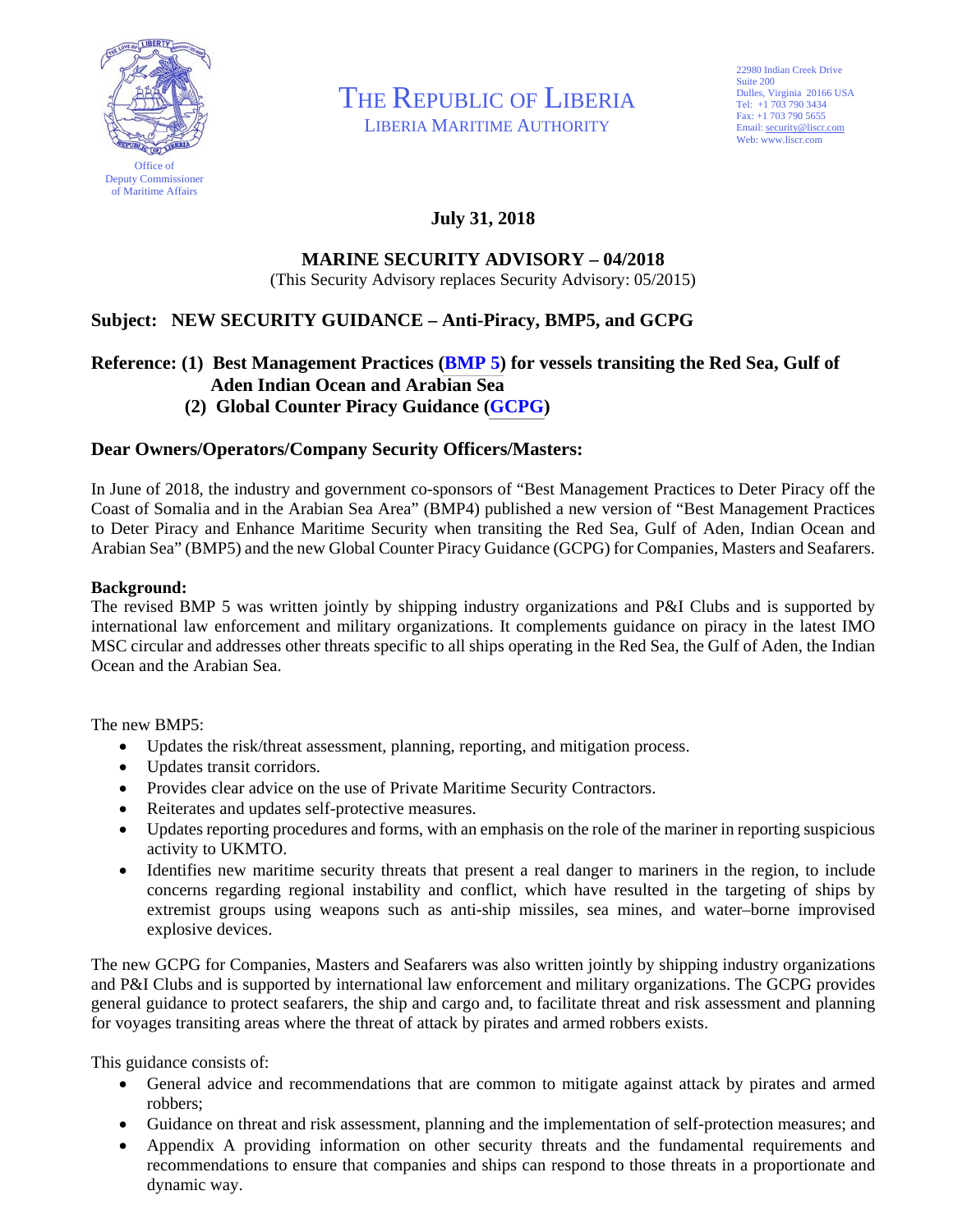Office of Deputy Commissioner of Maritime Affairs

# THE REPUBLIC OF LIBERIA

LIBERIA MARITIME AUTHORITY

22980 Indian Creek Drive
Suite 200
Dulles, Virginia 20166 USA
Tel: +1 703 790 3434
Fax: +1 703 790 5655
Email: security@liscr.com
Web: www.liscr.com

**July 31, 2018**

## MARINE SECURITY ADVISORY – 04/2018

(This Security Advisory replaces Security Advisory: 05/2015)

### Subject: NEW SECURITY GUIDANCE – Anti-Piracy, BMP5, and GCPG

**Reference: (1) Best Management Practices (BMP 5) for vessels transiting the Red Sea, Gulf of Aden Indian Ocean and Arabian Sea**
**(2) Global Counter Piracy Guidance (GCPG)**

### Dear Owners/Operators/Company Security Officers/Masters:

In June of 2018, the industry and government co-sponsors of "Best Management Practices to Deter Piracy off the Coast of Somalia and in the Arabian Sea Area" (BMP4) published a new version of "Best Management Practices to Deter Piracy and Enhance Maritime Security when transiting the Red Sea, Gulf of Aden, Indian Ocean and Arabian Sea" (BMP5) and the new Global Counter Piracy Guidance (GCPG) for Companies, Masters and Seafarers.

**Background:**
The revised BMP 5 was written jointly by shipping industry organizations and P&I Clubs and is supported by international law enforcement and military organizations. It complements guidance on piracy in the latest IMO MSC circular and addresses other threats specific to all ships operating in the Red Sea, the Gulf of Aden, the Indian Ocean and the Arabian Sea.

The new BMP5:

- Updates the risk/threat assessment, planning, reporting, and mitigation process.
- Updates transit corridors.
- Provides clear advice on the use of Private Maritime Security Contractors.
- Reiterates and updates self-protective measures.
- Updates reporting procedures and forms, with an emphasis on the role of the mariner in reporting suspicious activity to UKMTO.
- Identifies new maritime security threats that present a real danger to mariners in the region, to include concerns regarding regional instability and conflict, which have resulted in the targeting of ships by extremist groups using weapons such as anti-ship missiles, sea mines, and water–borne improvised explosive devices.

The new GCPG for Companies, Masters and Seafarers was also written jointly by shipping industry organizations and P&I Clubs and is supported by international law enforcement and military organizations. The GCPG provides general guidance to protect seafarers, the ship and cargo and, to facilitate threat and risk assessment and planning for voyages transiting areas where the threat of attack by pirates and armed robbers exists.

This guidance consists of:

- General advice and recommendations that are common to mitigate against attack by pirates and armed robbers;
- Guidance on threat and risk assessment, planning and the implementation of self-protection measures; and
- Appendix A providing information on other security threats and the fundamental requirements and recommendations to ensure that companies and ships can respond to those threats in a proportionate and dynamic way.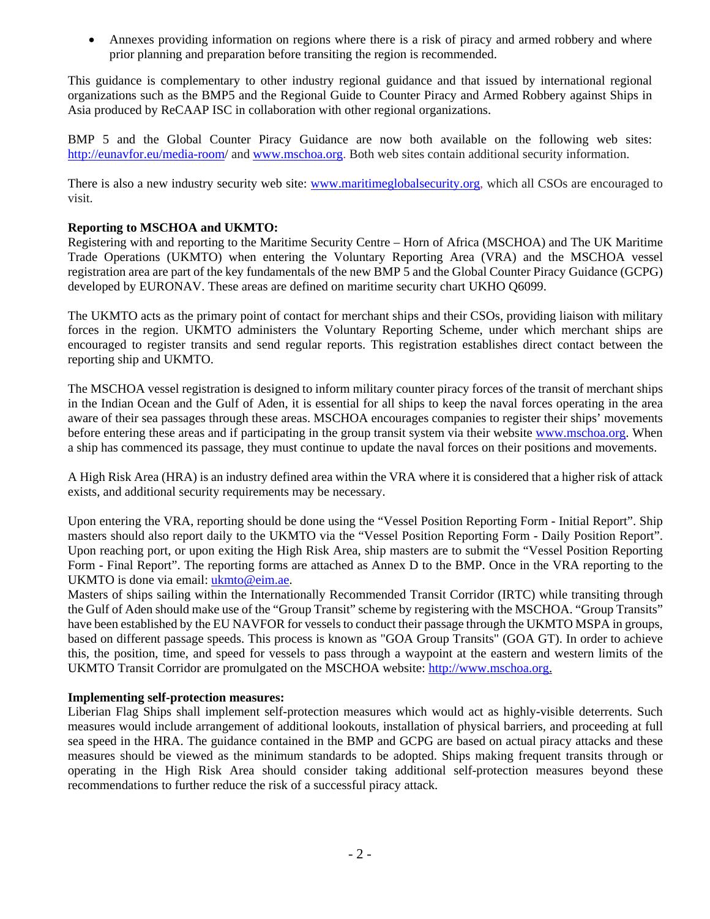- Annexes providing information on regions where there is a risk of piracy and armed robbery and where prior planning and preparation before transiting the region is recommended.

This guidance is complementary to other industry regional guidance and that issued by international regional organizations such as the BMP5 and the Regional Guide to Counter Piracy and Armed Robbery against Ships in Asia produced by ReCAAP ISC in collaboration with other regional organizations.

BMP 5 and the Global Counter Piracy Guidance are now both available on the following web sites: http://eunavfor.eu/media-room/ and www.mschoa.org. Both web sites contain additional security information.

There is also a new industry security web site: www.maritimeglobalsecurity.org, which all CSOs are encouraged to visit.

**Reporting to MSCHOA and UKMTO:**

Registering with and reporting to the Maritime Security Centre – Horn of Africa (MSCHOA) and The UK Maritime Trade Operations (UKMTO) when entering the Voluntary Reporting Area (VRA) and the MSCHOA vessel registration area are part of the key fundamentals of the new BMP 5 and the Global Counter Piracy Guidance (GCPG) developed by EURONAV. These areas are defined on maritime security chart UKHO Q6099.

The UKMTO acts as the primary point of contact for merchant ships and their CSOs, providing liaison with military forces in the region. UKMTO administers the Voluntary Reporting Scheme, under which merchant ships are encouraged to register transits and send regular reports. This registration establishes direct contact between the reporting ship and UKMTO.

The MSCHOA vessel registration is designed to inform military counter piracy forces of the transit of merchant ships in the Indian Ocean and the Gulf of Aden, it is essential for all ships to keep the naval forces operating in the area aware of their sea passages through these areas. MSCHOA encourages companies to register their ships' movements before entering these areas and if participating in the group transit system via their website www.mschoa.org. When a ship has commenced its passage, they must continue to update the naval forces on their positions and movements.

A High Risk Area (HRA) is an industry defined area within the VRA where it is considered that a higher risk of attack exists, and additional security requirements may be necessary.

Upon entering the VRA, reporting should be done using the "Vessel Position Reporting Form - Initial Report". Ship masters should also report daily to the UKMTO via the "Vessel Position Reporting Form - Daily Position Report". Upon reaching port, or upon exiting the High Risk Area, ship masters are to submit the "Vessel Position Reporting Form - Final Report". The reporting forms are attached as Annex D to the BMP. Once in the VRA reporting to the UKMTO is done via email: ukmto@eim.ae.

Masters of ships sailing within the Internationally Recommended Transit Corridor (IRTC) while transiting through the Gulf of Aden should make use of the "Group Transit" scheme by registering with the MSCHOA. "Group Transits" have been established by the EU NAVFOR for vessels to conduct their passage through the UKMTO MSPA in groups, based on different passage speeds. This process is known as "GOA Group Transits" (GOA GT). In order to achieve this, the position, time, and speed for vessels to pass through a waypoint at the eastern and western limits of the UKMTO Transit Corridor are promulgated on the MSCHOA website: http://www.mschoa.org.

**Implementing self-protection measures:**

Liberian Flag Ships shall implement self-protection measures which would act as highly-visible deterrents. Such measures would include arrangement of additional lookouts, installation of physical barriers, and proceeding at full sea speed in the HRA. The guidance contained in the BMP and GCPG are based on actual piracy attacks and these measures should be viewed as the minimum standards to be adopted. Ships making frequent transits through or operating in the High Risk Area should consider taking additional self-protection measures beyond these recommendations to further reduce the risk of a successful piracy attack.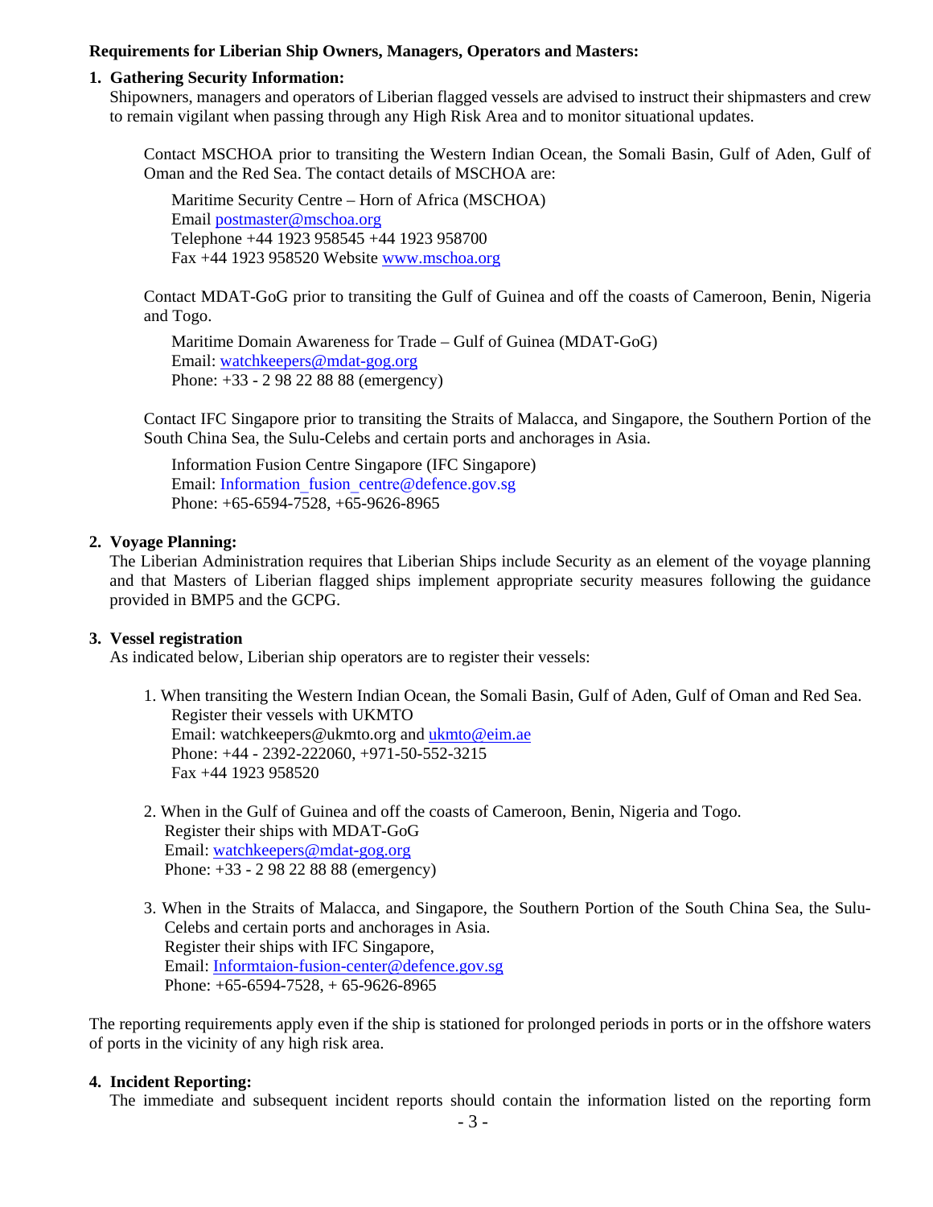**Requirements for Liberian Ship Owners, Managers, Operators and Masters:**

1. **Gathering Security Information:**
   Shipowners, managers and operators of Liberian flagged vessels are advised to instruct their shipmasters and crew to remain vigilant when passing through any High Risk Area and to monitor situational updates.

   Contact MSCHOA prior to transiting the Western Indian Ocean, the Somali Basin, Gulf of Aden, Gulf of Oman and the Red Sea. The contact details of MSCHOA are:

   Maritime Security Centre – Horn of Africa (MSCHOA)
   Email postmaster@mschoa.org
   Telephone +44 1923 958545 +44 1923 958700
   Fax +44 1923 958520 Website www.mschoa.org

   Contact MDAT-GoG prior to transiting the Gulf of Guinea and off the coasts of Cameroon, Benin, Nigeria and Togo.

   Maritime Domain Awareness for Trade – Gulf of Guinea (MDAT-GoG)
   Email: watchkeepers@mdat-gog.org
   Phone: +33 - 2 98 22 88 88 (emergency)

   Contact IFC Singapore prior to transiting the Straits of Malacca, and Singapore, the Southern Portion of the South China Sea, the Sulu-Celebs and certain ports and anchorages in Asia.

   Information Fusion Centre Singapore (IFC Singapore)
   Email: Information_fusion_centre@defence.gov.sg
   Phone: +65-6594-7528, +65-9626-8965

2. **Voyage Planning:**
   The Liberian Administration requires that Liberian Ships include Security as an element of the voyage planning and that Masters of Liberian flagged ships implement appropriate security measures following the guidance provided in BMP5 and the GCPG.

3. **Vessel registration**
   As indicated below, Liberian ship operators are to register their vessels:

   1. When transiting the Western Indian Ocean, the Somali Basin, Gulf of Aden, Gulf of Oman and Red Sea.
      Register their vessels with UKMTO
      Email: watchkeepers@ukmto.org and ukmto@eim.ae
      Phone: +44 - 2392-222060, +971-50-552-3215
      Fax +44 1923 958520

   2. When in the Gulf of Guinea and off the coasts of Cameroon, Benin, Nigeria and Togo.
      Register their ships with MDAT-GoG
      Email: watchkeepers@mdat-gog.org
      Phone: +33 - 2 98 22 88 88 (emergency)

   3. When in the Straits of Malacca, and Singapore, the Southern Portion of the South China Sea, the Sulu-Celebs and certain ports and anchorages in Asia.
      Register their ships with IFC Singapore,
      Email: Informtaion-fusion-center@defence.gov.sg
      Phone: +65-6594-7528, + 65-9626-8965

The reporting requirements apply even if the ship is stationed for prolonged periods in ports or in the offshore waters of ports in the vicinity of any high risk area.

4. **Incident Reporting:**
   The immediate and subsequent incident reports should contain the information listed on the reporting form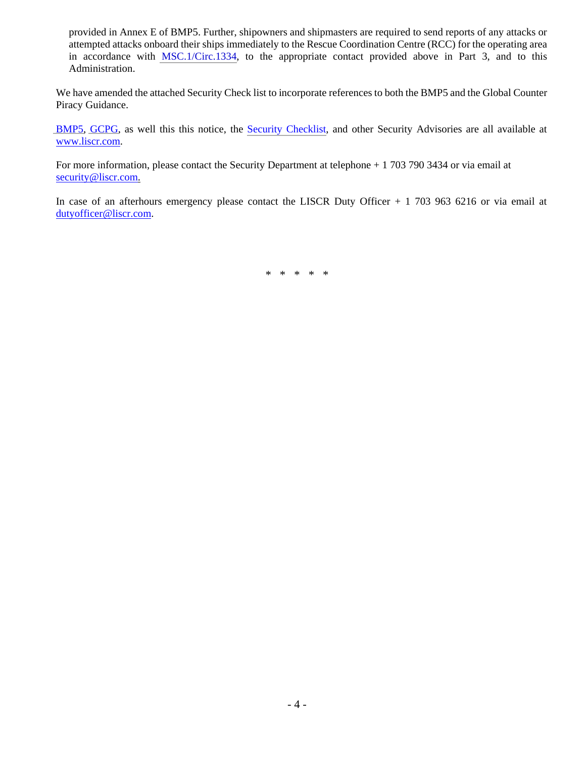provided in Annex E of BMP5. Further, shipowners and shipmasters are required to send reports of any attacks or attempted attacks onboard their ships immediately to the Rescue Coordination Centre (RCC) for the operating area in accordance with MSC.1/Circ.1334, to the appropriate contact provided above in Part 3, and to this Administration.

We have amended the attached Security Check list to incorporate references to both the BMP5 and the Global Counter Piracy Guidance.

BMP5, GCPG, as well this this notice, the Security Checklist, and other Security Advisories are all available at www.liscr.com.

For more information, please contact the Security Department at telephone + 1 703 790 3434 or via email at security@liscr.com.

In case of an afterhours emergency please contact the LISCR Duty Officer + 1 703 963 6216 or via email at dutyofficer@liscr.com.

\* \* \* \* \*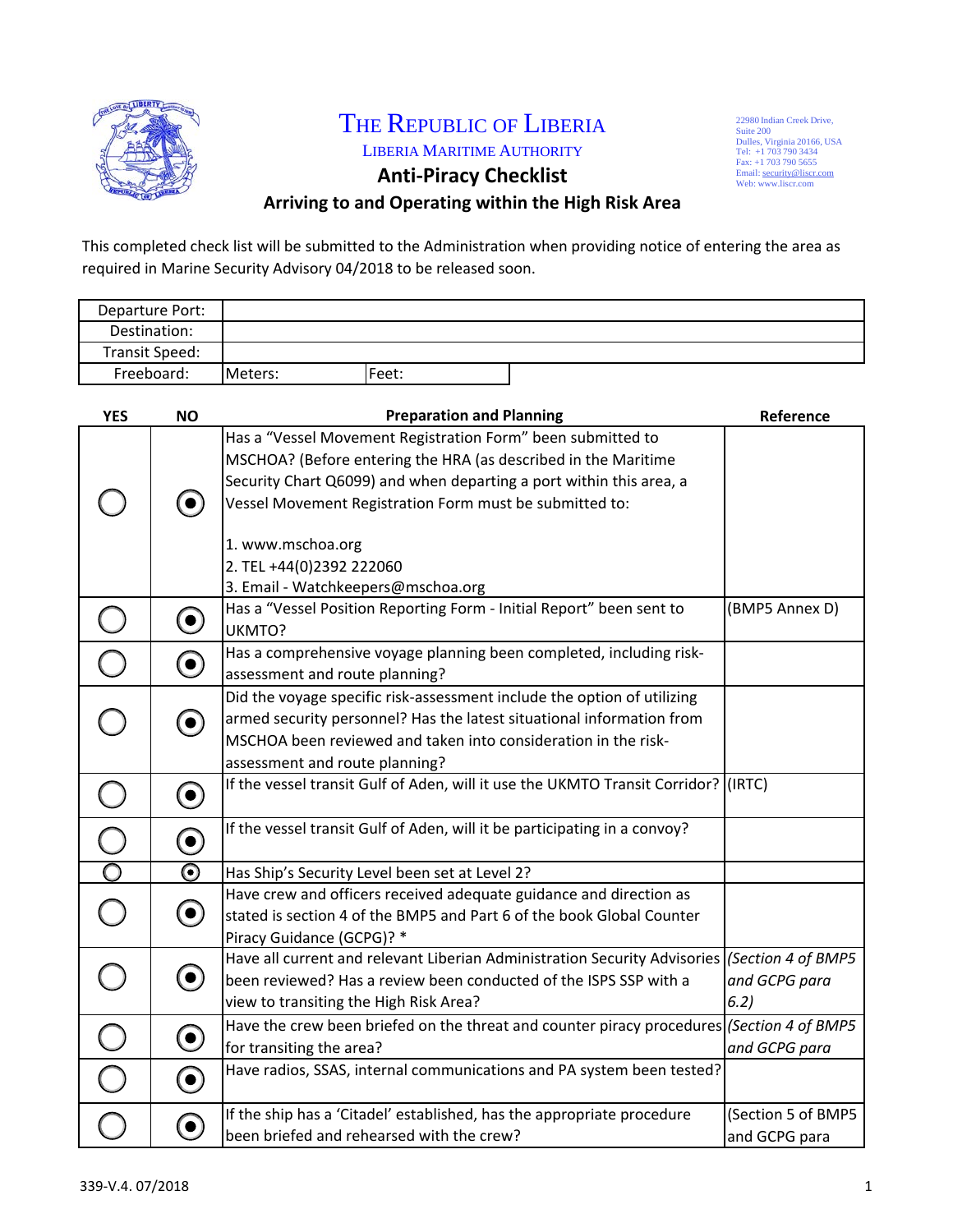# THE REPUBLIC OF LIBERIA

LIBERIA MARITIME AUTHORITY

22980 Indian Creek Drive,
Suite 200
Dulles, Virginia 20166, USA
Tel: +1 703 790 3434
Fax: +1 703 790 5655
Email: security@liscr.com
Web: www.liscr.com

## Anti-Piracy Checklist

### Arriving to and Operating within the High Risk Area

This completed check list will be submitted to the Administration when providing notice of entering the area as required in Marine Security Advisory 04/2018 to be released soon.

| | | |
|---|---|---|
| Departure Port: | | |
| Destination: | | |
| Transit Speed: | | |
| Freeboard: | Meters: | Feet: |

| YES | NO | Preparation and Planning | Reference |
|---|---|---|---|
| ○ | ◉ | Has a "Vessel Movement Registration Form" been submitted to MSCHOA? (Before entering the HRA (as described in the Maritime Security Chart Q6099) and when departing a port within this area, a Vessel Movement Registration Form must be submitted to:<br><br>1. www.mschoa.org<br>2. TEL +44(0)2392 222060<br>3. Email - Watchkeepers@mschoa.org | |
| ○ | ◉ | Has a "Vessel Position Reporting Form - Initial Report" been sent to UKMTO? | (BMP5 Annex D) |
| ○ | ◉ | Has a comprehensive voyage planning been completed, including risk-assessment and route planning? | |
| ○ | ◉ | Did the voyage specific risk-assessment include the option of utilizing armed security personnel? Has the latest situational information from MSCHOA been reviewed and taken into consideration in the risk-assessment and route planning? | |
| ○ | ◉ | If the vessel transit Gulf of Aden, will it use the UKMTO Transit Corridor? | (IRTC) |
| ○ | ◉ | If the vessel transit Gulf of Aden, will it be participating in a convoy? | |
| ○ | ◉ | Has Ship's Security Level been set at Level 2? | |
| ○ | ◉ | Have crew and officers received adequate guidance and direction as stated is section 4 of the BMP5 and Part 6 of the book Global Counter Piracy Guidance (GCPG)? * | |
| ○ | ◉ | Have all current and relevant Liberian Administration Security Advisories been reviewed? Has a review been conducted of the ISPS SSP with a view to transiting the High Risk Area? | *(Section 4 of BMP5 and GCPG para 6.2)* |
| ○ | ◉ | Have the crew been briefed on the threat and counter piracy procedures for transiting the area? | *(Section 4 of BMP5 and GCPG para* |
| ○ | ◉ | Have radios, SSAS, internal communications and PA system been tested? | |
| ○ | ◉ | If the ship has a 'Citadel' established, has the appropriate procedure been briefed and rehearsed with the crew? | (Section 5 of BMP5 and GCPG para |

339-V.4. 07/2018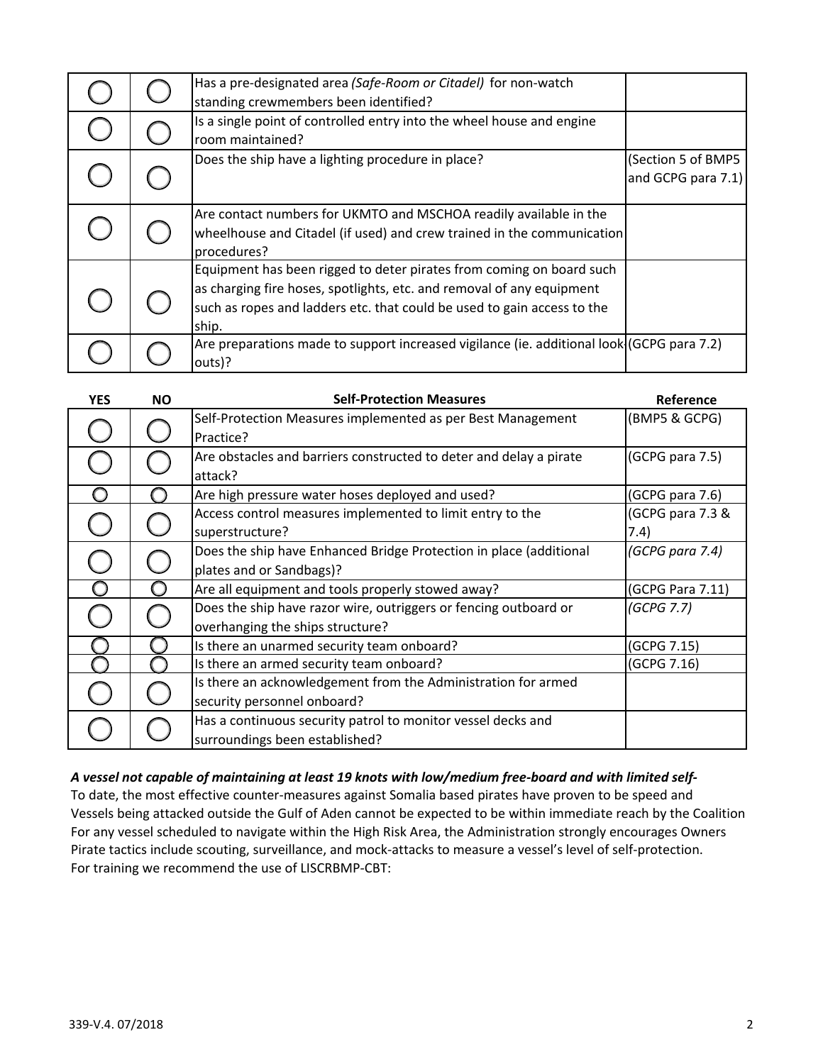| | | | |
|---|---|---|---|
| ◯ | ◯ | Has a pre-designated area *(Safe-Room or Citadel)* for non-watch standing crewmembers been identified? | |
| ◯ | ◯ | Is a single point of controlled entry into the wheel house and engine room maintained? | |
| ◯ | ◯ | Does the ship have a lighting procedure in place? | (Section 5 of BMP5 and GCPG para 7.1) |
| ◯ | ◯ | Are contact numbers for UKMTO and MSCHOA readily available in the wheelhouse and Citadel (if used) and crew trained in the communication procedures? | |
| ◯ | ◯ | Equipment has been rigged to deter pirates from coming on board such as charging fire hoses, spotlights, etc. and removal of any equipment such as ropes and ladders etc. that could be used to gain access to the ship. | |
| ◯ | ◯ | Are preparations made to support increased vigilance (ie. additional look-outs)? | (GCPG para 7.2) |

| YES | NO | Self-Protection Measures | Reference |
|---|---|---|---|
| ◯ | ◯ | Self-Protection Measures implemented as per Best Management Practice? | (BMP5 & GCPG) |
| ◯ | ◯ | Are obstacles and barriers constructed to deter and delay a pirate attack? | (GCPG para 7.5) |
| ◯ | ◯ | Are high pressure water hoses deployed and used? | (GCPG para 7.6) |
| ◯ | ◯ | Access control measures implemented to limit entry to the superstructure? | (GCPG para 7.3 & 7.4) |
| ◯ | ◯ | Does the ship have Enhanced Bridge Protection in place (additional plates and or Sandbags)? | *(GCPG para 7.4)* |
| ◯ | ◯ | Are all equipment and tools properly stowed away? | (GCPG Para 7.11) |
| ◯ | ◯ | Does the ship have razor wire, outriggers or fencing outboard or overhanging the ships structure? | *(GCPG 7.7)* |
| ◯ | ◯ | Is there an unarmed security team onboard? | (GCPG 7.15) |
| ◯ | ◯ | Is there an armed security team onboard? | (GCPG 7.16) |
| ◯ | ◯ | Is there an acknowledgement from the Administration for armed security personnel onboard? | |
| ◯ | ◯ | Has a continuous security patrol to monitor vessel decks and surroundings been established? | |

***A vessel not capable of maintaining at least 19 knots with low/medium free-board and with limited self-***

To date, the most effective counter-measures against Somalia based pirates have proven to be speed and

Vessels being attacked outside the Gulf of Aden cannot be expected to be within immediate reach by the Coalition

For any vessel scheduled to navigate within the High Risk Area, the Administration strongly encourages Owners

Pirate tactics include scouting, surveillance, and mock-attacks to measure a vessel's level of self-protection.

For training we recommend the use of LISCRBMP-CBT: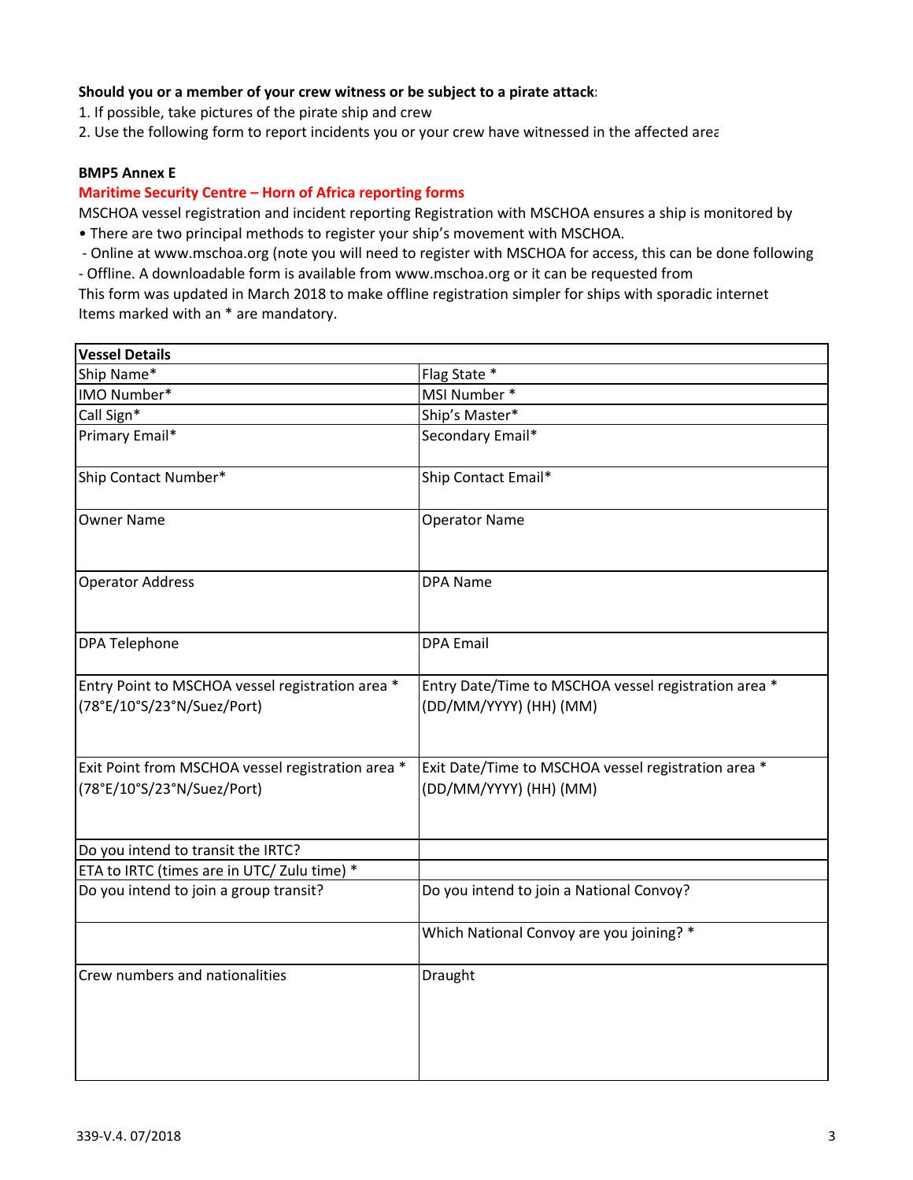**Should you or a member of your crew witness or be subject to a pirate attack:**

1. If possible, take pictures of the pirate ship and crew
2. Use the following form to report incidents you or your crew have witnessed in the affected area

**BMP5 Annex E**

**Maritime Security Centre – Horn of Africa reporting forms**

MSCHOA vessel registration and incident reporting Registration with MSCHOA ensures a ship is monitored by

• There are two principal methods to register your ship's movement with MSCHOA.

- Online at www.mschoa.org (note you will need to register with MSCHOA for access, this can be done following
- Offline. A downloadable form is available from www.mschoa.org or it can be requested from

This form was updated in March 2018 to make offline registration simpler for ships with sporadic internet

Items marked with an * are mandatory.

| Vessel Details | |
|---|---|
| Ship Name* | Flag State * |
| IMO Number* | MSI Number * |
| Call Sign* | Ship's Master* |
| Primary Email* | Secondary Email* |
| Ship Contact Number* | Ship Contact Email* |
| Owner Name | Operator Name |
| Operator Address | DPA Name |
| DPA Telephone | DPA Email |
| Entry Point to MSCHOA vessel registration area * (78°E/10°S/23°N/Suez/Port) | Entry Date/Time to MSCHOA vessel registration area * (DD/MM/YYYY) (HH) (MM) |
| Exit Point from MSCHOA vessel registration area * (78°E/10°S/23°N/Suez/Port) | Exit Date/Time to MSCHOA vessel registration area * (DD/MM/YYYY) (HH) (MM) |
| Do you intend to transit the IRTC? | |
| ETA to IRTC (times are in UTC/ Zulu time) * | |
| Do you intend to join a group transit? | Do you intend to join a National Convoy? |
| | Which National Convoy are you joining? * |
| Crew numbers and nationalities | Draught |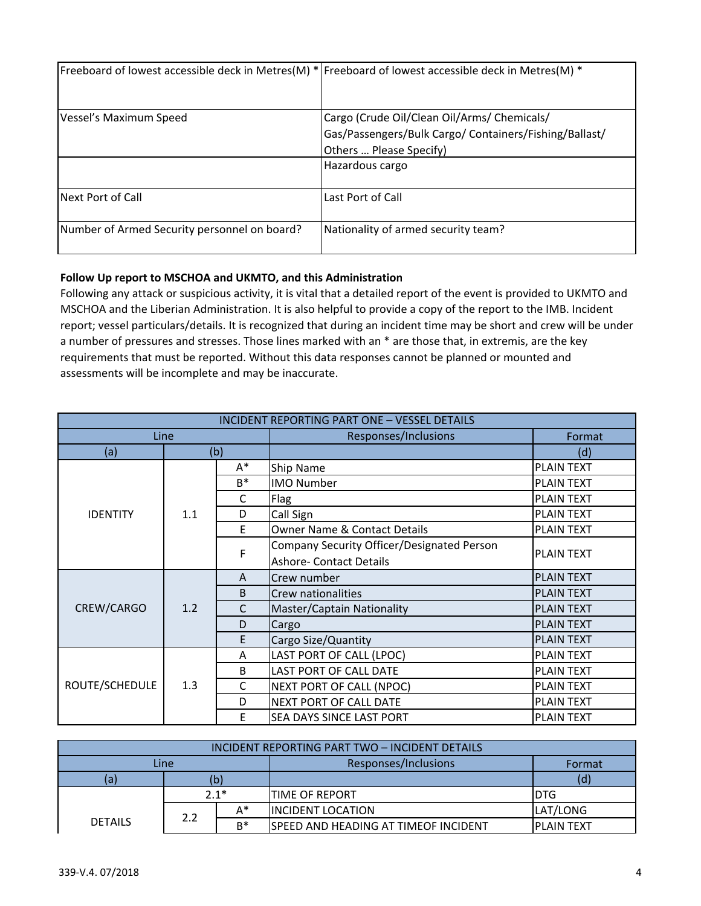| Freeboard of lowest accessible deck in Metres(M) * | Freeboard of lowest accessible deck in Metres(M) * |
|---|---|
| Vessel's Maximum Speed | Cargo (Crude Oil/Clean Oil/Arms/ Chemicals/ Gas/Passengers/Bulk Cargo/ Containers/Fishing/Ballast/ Others … Please Specify) |
| | Hazardous cargo |
| Next Port of Call | Last Port of Call |
| Number of Armed Security personnel on board? | Nationality of armed security team? |

**Follow Up report to MSCHOA and UKMTO, and this Administration**

Following any attack or suspicious activity, it is vital that a detailed report of the event is provided to UKMTO and MSCHOA and the Liberian Administration. It is also helpful to provide a copy of the report to the IMB. Incident report; vessel particulars/details. It is recognized that during an incident time may be short and crew will be under a number of pressures and stresses. Those lines marked with an * are those that, in extremis, are the key requirements that must be reported. Without this data responses cannot be planned or mounted and assessments will be incomplete and may be inaccurate.

| INCIDENT REPORTING PART ONE – VESSEL DETAILS | | | | |
|---|---|---|---|---|
| Line | | | Responses/Inclusions | Format |
| (a) | (b) | | | (d) |
| IDENTITY | 1.1 | A* | Ship Name | PLAIN TEXT |
| | | B* | IMO Number | PLAIN TEXT |
| | | C | Flag | PLAIN TEXT |
| | | D | Call Sign | PLAIN TEXT |
| | | E | Owner Name & Contact Details | PLAIN TEXT |
| | | F | Company Security Officer/Designated Person Ashore- Contact Details | PLAIN TEXT |
| CREW/CARGO | 1.2 | A | Crew number | PLAIN TEXT |
| | | B | Crew nationalities | PLAIN TEXT |
| | | C | Master/Captain Nationality | PLAIN TEXT |
| | | D | Cargo | PLAIN TEXT |
| | | E | Cargo Size/Quantity | PLAIN TEXT |
| ROUTE/SCHEDULE | 1.3 | A | LAST PORT OF CALL (LPOC) | PLAIN TEXT |
| | | B | LAST PORT OF CALL DATE | PLAIN TEXT |
| | | C | NEXT PORT OF CALL (NPOC) | PLAIN TEXT |
| | | D | NEXT PORT OF CALL DATE | PLAIN TEXT |
| | | E | SEA DAYS SINCE LAST PORT | PLAIN TEXT |

| INCIDENT REPORTING PART TWO – INCIDENT DETAILS | | | | |
|---|---|---|---|---|
| Line | | | Responses/Inclusions | Format |
| (a) | (b) | | | (d) |
| DETAILS | 2.1* | | TIME OF REPORT | DTG |
| | 2.2 | A* | INCIDENT LOCATION | LAT/LONG |
| | | B* | SPEED AND HEADING AT TIMEOF INCIDENT | PLAIN TEXT |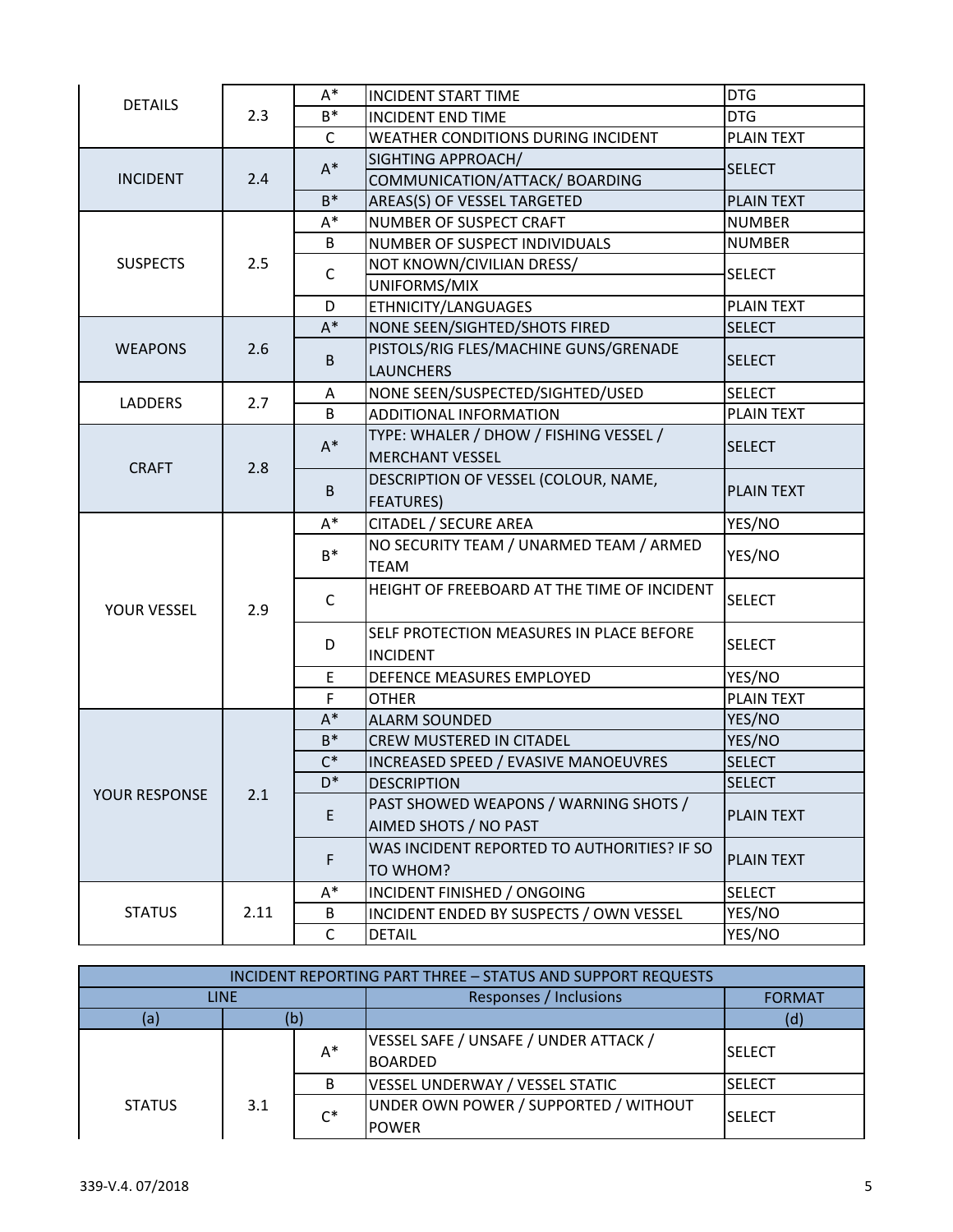| | | | | |
|---|---|---|---|---|
| DETAILS | 2.3 | A* | INCIDENT START TIME | DTG |
| | | B* | INCIDENT END TIME | DTG |
| | | C | WEATHER CONDITIONS DURING INCIDENT | PLAIN TEXT |
| INCIDENT | 2.4 | A* | SIGHTING APPROACH/ COMMUNICATION/ATTACK/ BOARDING | SELECT |
| | | B* | AREAS(S) OF VESSEL TARGETED | PLAIN TEXT |
| SUSPECTS | 2.5 | A* | NUMBER OF SUSPECT CRAFT | NUMBER |
| | | B | NUMBER OF SUSPECT INDIVIDUALS | NUMBER |
| | | C | NOT KNOWN/CIVILIAN DRESS/ UNIFORMS/MIX | SELECT |
| | | D | ETHNICITY/LANGUAGES | PLAIN TEXT |
| WEAPONS | 2.6 | A* | NONE SEEN/SIGHTED/SHOTS FIRED | SELECT |
| | | B | PISTOLS/RIG FLES/MACHINE GUNS/GRENADE LAUNCHERS | SELECT |
| LADDERS | 2.7 | A | NONE SEEN/SUSPECTED/SIGHTED/USED | SELECT |
| | | B | ADDITIONAL INFORMATION | PLAIN TEXT |
| CRAFT | 2.8 | A* | TYPE: WHALER / DHOW / FISHING VESSEL / MERCHANT VESSEL | SELECT |
| | | B | DESCRIPTION OF VESSEL (COLOUR, NAME, FEATURES) | PLAIN TEXT |
| YOUR VESSEL | 2.9 | A* | CITADEL / SECURE AREA | YES/NO |
| | | B* | NO SECURITY TEAM / UNARMED TEAM / ARMED TEAM | YES/NO |
| | | C | HEIGHT OF FREEBOARD AT THE TIME OF INCIDENT | SELECT |
| | | D | SELF PROTECTION MEASURES IN PLACE BEFORE INCIDENT | SELECT |
| | | E | DEFENCE MEASURES EMPLOYED | YES/NO |
| | | F | OTHER | PLAIN TEXT |
| YOUR RESPONSE | 2.1 | A* | ALARM SOUNDED | YES/NO |
| | | B* | CREW MUSTERED IN CITADEL | YES/NO |
| | | C* | INCREASED SPEED / EVASIVE MANOEUVRES | SELECT |
| | | D* | DESCRIPTION | SELECT |
| | | E | PAST SHOWED WEAPONS / WARNING SHOTS / AIMED SHOTS / NO PAST | PLAIN TEXT |
| | | F | WAS INCIDENT REPORTED TO AUTHORITIES? IF SO TO WHOM? | PLAIN TEXT |
| STATUS | 2.11 | A* | INCIDENT FINISHED / ONGOING | SELECT |
| | | B | INCIDENT ENDED BY SUSPECTS / OWN VESSEL | YES/NO |
| | | C | DETAIL | YES/NO |

| INCIDENT REPORTING PART THREE – STATUS AND SUPPORT REQUESTS | | | | |
|---|---|---|---|---|
| LINE | | | Responses / Inclusions | FORMAT |
| (a) | (b) | | | (d) |
| STATUS | 3.1 | A* | VESSEL SAFE / UNSAFE / UNDER ATTACK / BOARDED | SELECT |
| | | B | VESSEL UNDERWAY / VESSEL STATIC | SELECT |
| | | C* | UNDER OWN POWER / SUPPORTED / WITHOUT POWER | SELECT |

339-V.4. 07/2018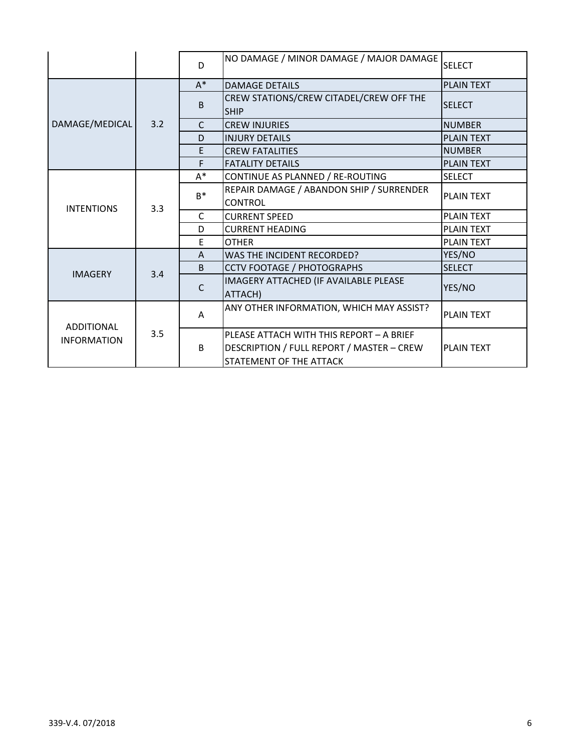| | | | | |
|---|---|---|---|---|
| | | D | NO DAMAGE / MINOR DAMAGE / MAJOR DAMAGE | SELECT |
| DAMAGE/MEDICAL | 3.2 | A* | DAMAGE DETAILS | PLAIN TEXT |
| | | B | CREW STATIONS/CREW CITADEL/CREW OFF THE SHIP | SELECT |
| | | C | CREW INJURIES | NUMBER |
| | | D | INJURY DETAILS | PLAIN TEXT |
| | | E | CREW FATALITIES | NUMBER |
| | | F | FATALITY DETAILS | PLAIN TEXT |
| INTENTIONS | 3.3 | A* | CONTINUE AS PLANNED / RE-ROUTING | SELECT |
| | | B* | REPAIR DAMAGE / ABANDON SHIP / SURRENDER CONTROL | PLAIN TEXT |
| | | C | CURRENT SPEED | PLAIN TEXT |
| | | D | CURRENT HEADING | PLAIN TEXT |
| | | E | OTHER | PLAIN TEXT |
| IMAGERY | 3.4 | A | WAS THE INCIDENT RECORDED? | YES/NO |
| | | B | CCTV FOOTAGE / PHOTOGRAPHS | SELECT |
| | | C | IMAGERY ATTACHED (IF AVAILABLE PLEASE ATTACH) | YES/NO |
| ADDITIONAL INFORMATION | 3.5 | A | ANY OTHER INFORMATION, WHICH MAY ASSIST? | PLAIN TEXT |
| | | B | PLEASE ATTACH WITH THIS REPORT – A BRIEF DESCRIPTION / FULL REPORT / MASTER – CREW STATEMENT OF THE ATTACK | PLAIN TEXT |

339-V.4. 07/2018